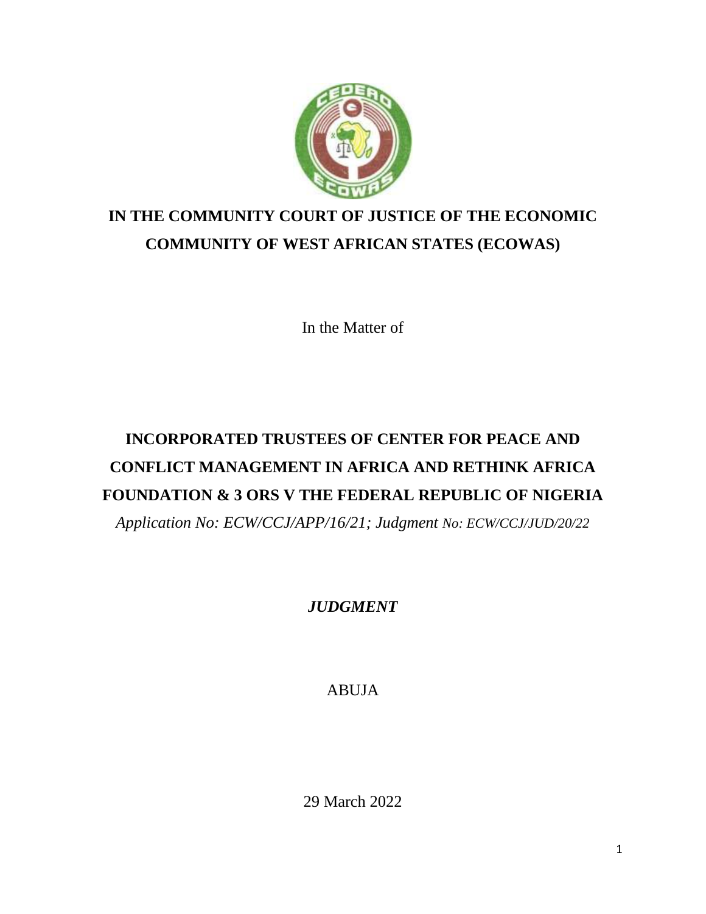**IN THE COMMUNITY COURT OF JUSTICE OF THE ECONOMIC COMMUNITY OF WEST AFRICAN STATES (ECOWAS)**

In the Matter of

**INCORPORATED TRUSTEES OF CENTER FOR PEACE AND CONFLICT MANAGEMENT IN AFRICA AND RETHINK AFRICA FOUNDATION & 3 ORS V THE FEDERAL REPUBLIC OF NIGERIA**

*Application No: ECW/CCJ/APP/16/21; Judgment No: ECW/CCJ/JUD/20/22*

***JUDGMENT***

ABUJA

29 March 2022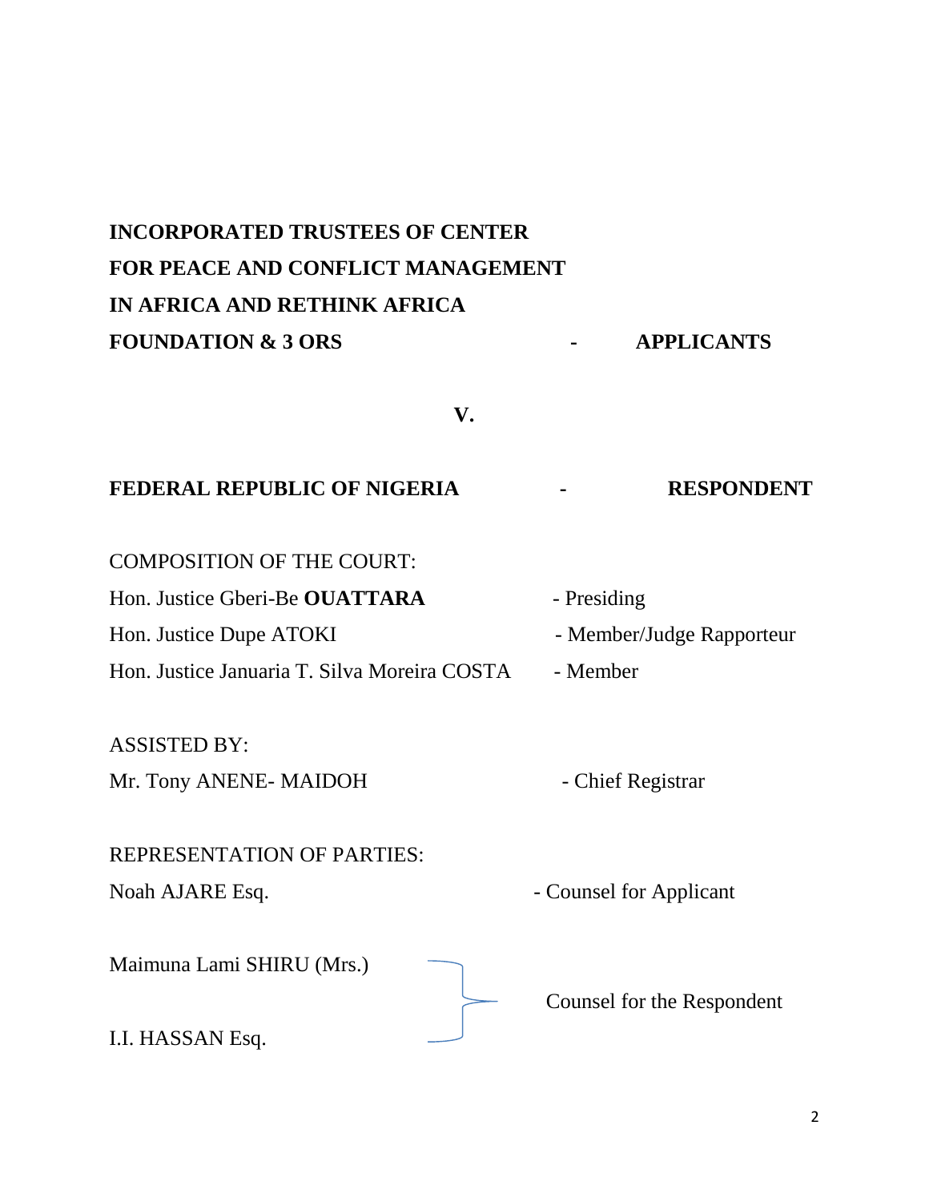**INCORPORATED TRUSTEES OF CENTER FOR PEACE AND CONFLICT MANAGEMENT IN AFRICA AND RETHINK AFRICA FOUNDATION & 3 ORS** - **APPLICANTS**

**V.**

**FEDERAL REPUBLIC OF NIGERIA** - **RESPONDENT**

COMPOSITION OF THE COURT:

Hon. Justice Gberi-Be **OUATTARA** - Presiding

Hon. Justice Dupe ATOKI - Member/Judge Rapporteur

Hon. Justice Januaria T. Silva Moreira COSTA - Member

ASSISTED BY:

Mr. Tony ANENE- MAIDOH - Chief Registrar

REPRESENTATION OF PARTIES:

Noah AJARE Esq. - Counsel for Applicant

Maimuna Lami SHIRU (Mrs.)
I.I. HASSAN Esq.
} Counsel for the Respondent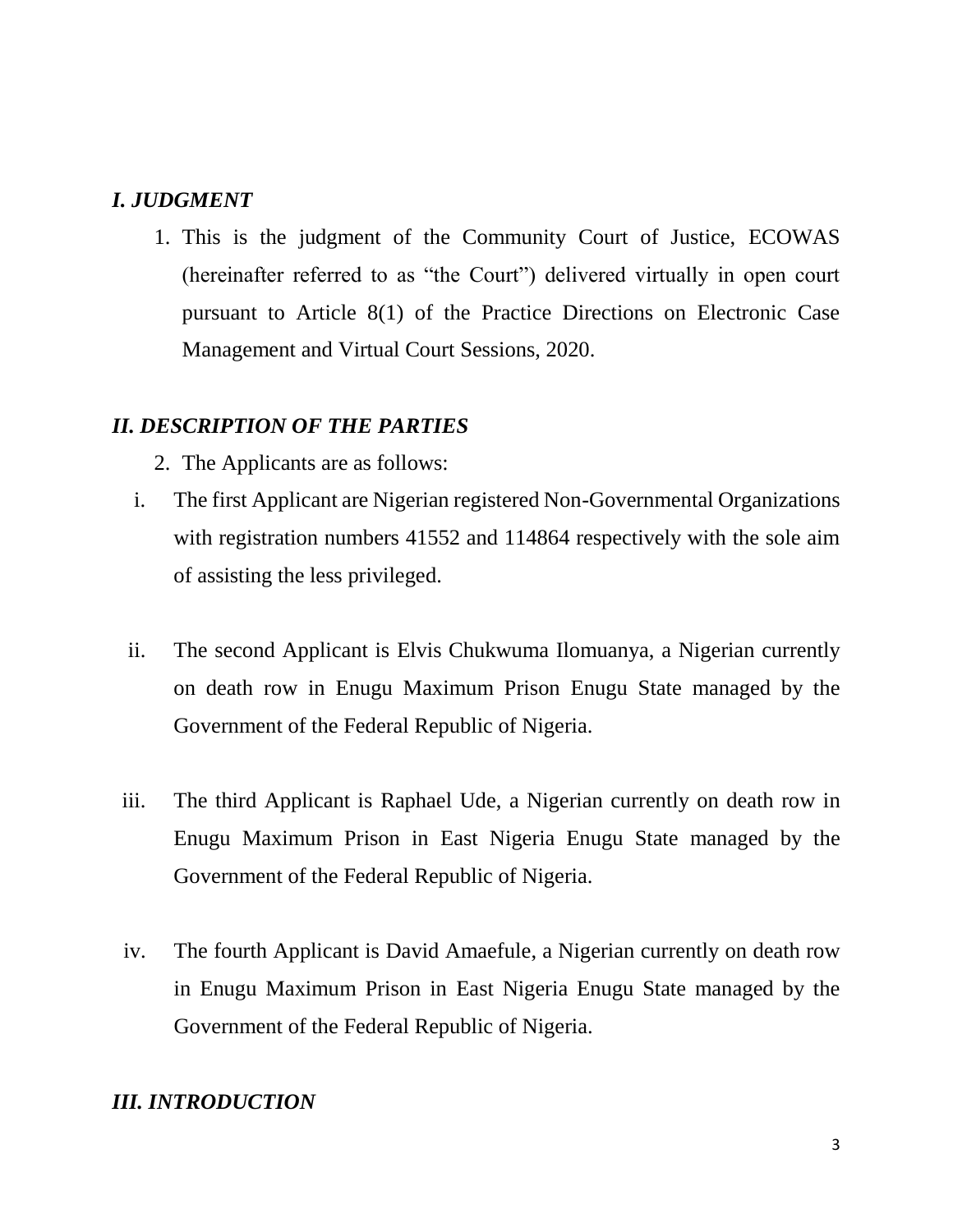## *I. JUDGMENT*

1. This is the judgment of the Community Court of Justice, ECOWAS (hereinafter referred to as "the Court") delivered virtually in open court pursuant to Article 8(1) of the Practice Directions on Electronic Case Management and Virtual Court Sessions, 2020.

## *II. DESCRIPTION OF THE PARTIES*

2. The Applicants are as follows:

   i. The first Applicant are Nigerian registered Non-Governmental Organizations with registration numbers 41552 and 114864 respectively with the sole aim of assisting the less privileged.

   ii. The second Applicant is Elvis Chukwuma Ilomuanya, a Nigerian currently on death row in Enugu Maximum Prison Enugu State managed by the Government of the Federal Republic of Nigeria.

   iii. The third Applicant is Raphael Ude, a Nigerian currently on death row in Enugu Maximum Prison in East Nigeria Enugu State managed by the Government of the Federal Republic of Nigeria.

   iv. The fourth Applicant is David Amaefule, a Nigerian currently on death row in Enugu Maximum Prison in East Nigeria Enugu State managed by the Government of the Federal Republic of Nigeria.

## *III. INTRODUCTION*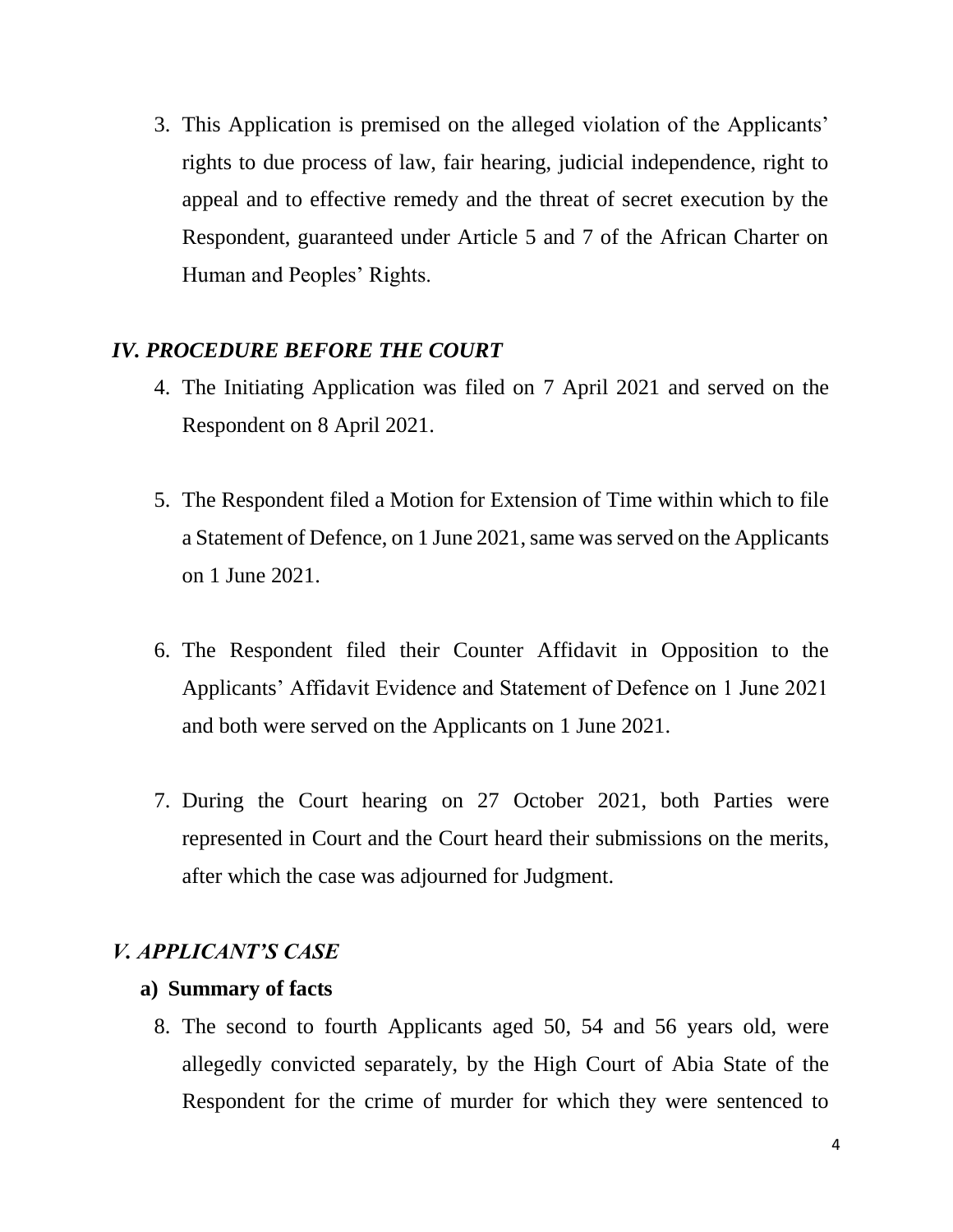3. This Application is premised on the alleged violation of the Applicants' rights to due process of law, fair hearing, judicial independence, right to appeal and to effective remedy and the threat of secret execution by the Respondent, guaranteed under Article 5 and 7 of the African Charter on Human and Peoples' Rights.

## *IV. PROCEDURE BEFORE THE COURT*

4. The Initiating Application was filed on 7 April 2021 and served on the Respondent on 8 April 2021.

5. The Respondent filed a Motion for Extension of Time within which to file a Statement of Defence, on 1 June 2021, same was served on the Applicants on 1 June 2021.

6. The Respondent filed their Counter Affidavit in Opposition to the Applicants' Affidavit Evidence and Statement of Defence on 1 June 2021 and both were served on the Applicants on 1 June 2021.

7. During the Court hearing on 27 October 2021, both Parties were represented in Court and the Court heard their submissions on the merits, after which the case was adjourned for Judgment.

## *V. APPLICANT'S CASE*

### a) Summary of facts

8. The second to fourth Applicants aged 50, 54 and 56 years old, were allegedly convicted separately, by the High Court of Abia State of the Respondent for the crime of murder for which they were sentenced to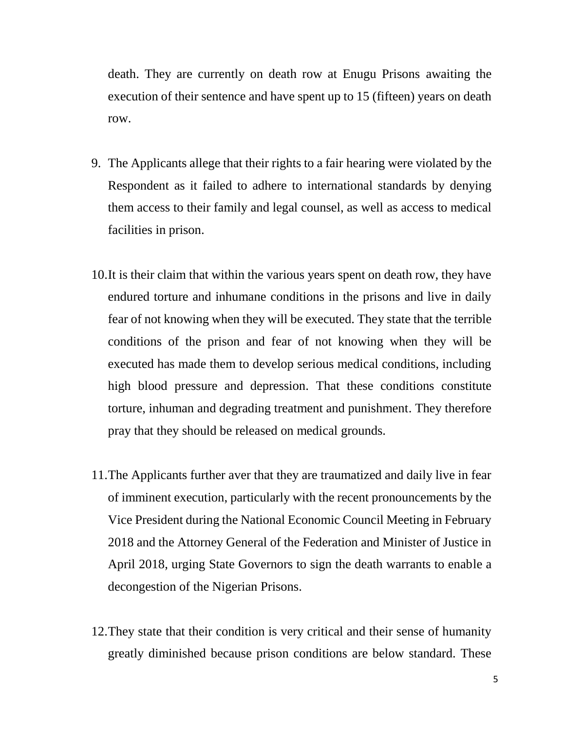death. They are currently on death row at Enugu Prisons awaiting the execution of their sentence and have spent up to 15 (fifteen) years on death row.

9. The Applicants allege that their rights to a fair hearing were violated by the Respondent as it failed to adhere to international standards by denying them access to their family and legal counsel, as well as access to medical facilities in prison.

10. It is their claim that within the various years spent on death row, they have endured torture and inhumane conditions in the prisons and live in daily fear of not knowing when they will be executed. They state that the terrible conditions of the prison and fear of not knowing when they will be executed has made them to develop serious medical conditions, including high blood pressure and depression. That these conditions constitute torture, inhuman and degrading treatment and punishment. They therefore pray that they should be released on medical grounds.

11. The Applicants further aver that they are traumatized and daily live in fear of imminent execution, particularly with the recent pronouncements by the Vice President during the National Economic Council Meeting in February 2018 and the Attorney General of the Federation and Minister of Justice in April 2018, urging State Governors to sign the death warrants to enable a decongestion of the Nigerian Prisons.

12. They state that their condition is very critical and their sense of humanity greatly diminished because prison conditions are below standard. These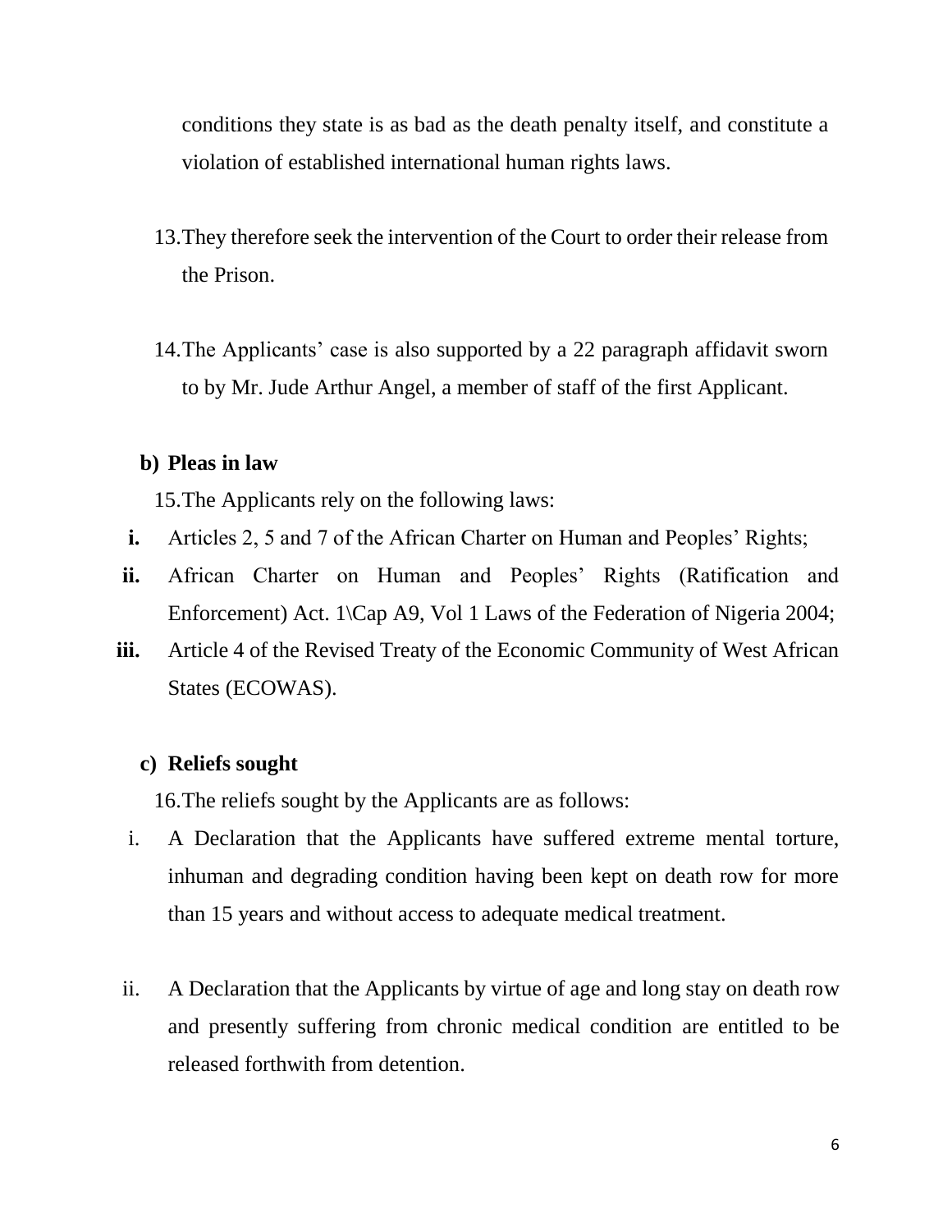conditions they state is as bad as the death penalty itself, and constitute a violation of established international human rights laws.

13. They therefore seek the intervention of the Court to order their release from the Prison.

14. The Applicants' case is also supported by a 22 paragraph affidavit sworn to by Mr. Jude Arthur Angel, a member of staff of the first Applicant.

**b) Pleas in law**

15. The Applicants rely on the following laws:

- **i.** Articles 2, 5 and 7 of the African Charter on Human and Peoples' Rights;
- **ii.** African Charter on Human and Peoples' Rights (Ratification and Enforcement) Act. 1\Cap A9, Vol 1 Laws of the Federation of Nigeria 2004;
- **iii.** Article 4 of the Revised Treaty of the Economic Community of West African States (ECOWAS).

**c) Reliefs sought**

16. The reliefs sought by the Applicants are as follows:

- i. A Declaration that the Applicants have suffered extreme mental torture, inhuman and degrading condition having been kept on death row for more than 15 years and without access to adequate medical treatment.

- ii. A Declaration that the Applicants by virtue of age and long stay on death row and presently suffering from chronic medical condition are entitled to be released forthwith from detention.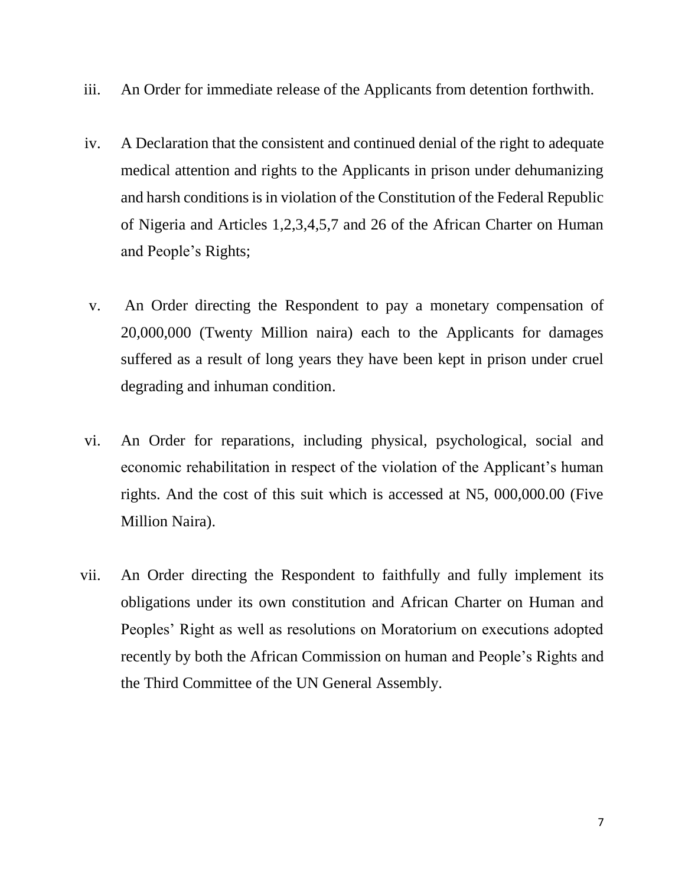iii. An Order for immediate release of the Applicants from detention forthwith.

iv. A Declaration that the consistent and continued denial of the right to adequate medical attention and rights to the Applicants in prison under dehumanizing and harsh conditions is in violation of the Constitution of the Federal Republic of Nigeria and Articles 1,2,3,4,5,7 and 26 of the African Charter on Human and People's Rights;

v. An Order directing the Respondent to pay a monetary compensation of 20,000,000 (Twenty Million naira) each to the Applicants for damages suffered as a result of long years they have been kept in prison under cruel degrading and inhuman condition.

vi. An Order for reparations, including physical, psychological, social and economic rehabilitation in respect of the violation of the Applicant's human rights. And the cost of this suit which is accessed at N5, 000,000.00 (Five Million Naira).

vii. An Order directing the Respondent to faithfully and fully implement its obligations under its own constitution and African Charter on Human and Peoples' Right as well as resolutions on Moratorium on executions adopted recently by both the African Commission on human and People's Rights and the Third Committee of the UN General Assembly.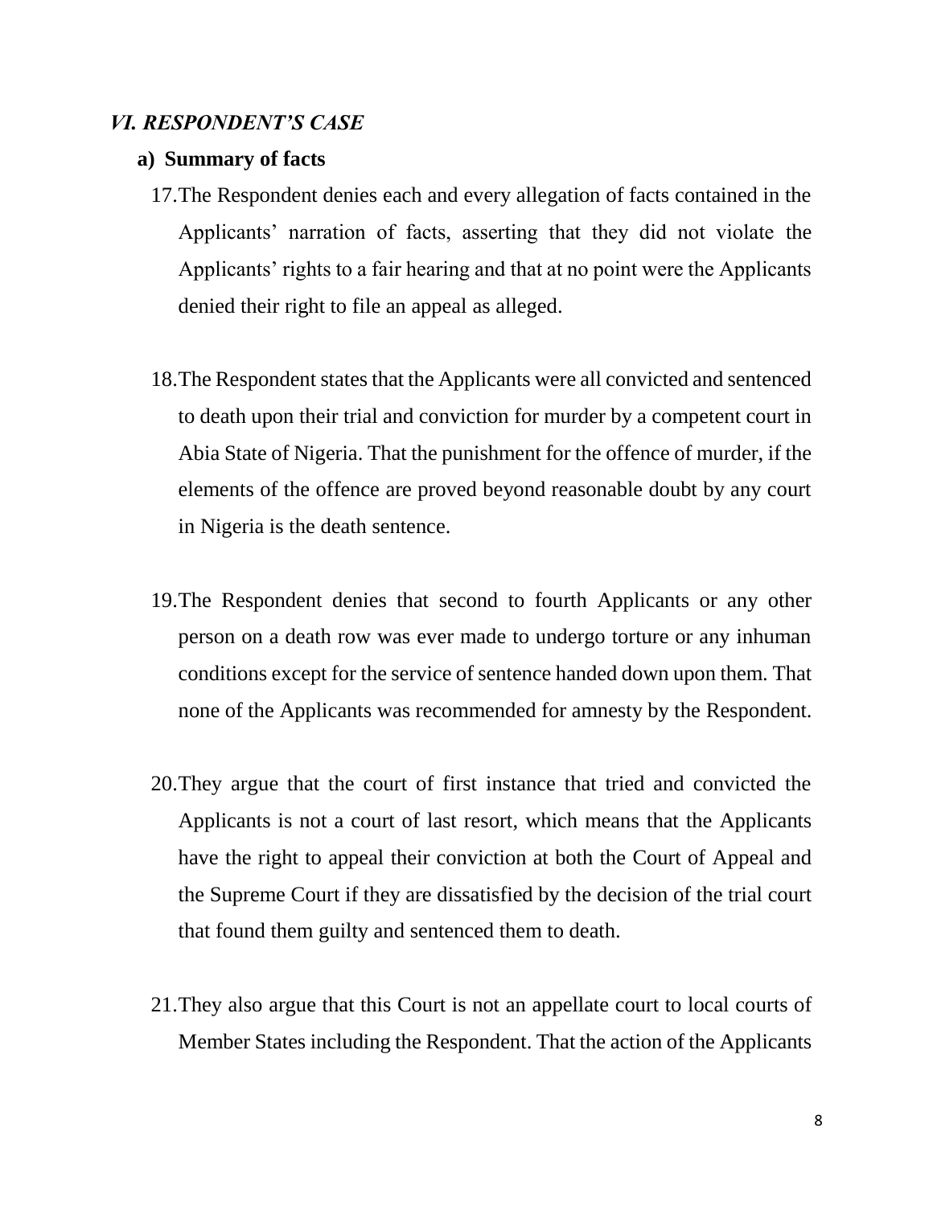## *VI. RESPONDENT'S CASE*

### a) Summary of facts

17. The Respondent denies each and every allegation of facts contained in the Applicants' narration of facts, asserting that they did not violate the Applicants' rights to a fair hearing and that at no point were the Applicants denied their right to file an appeal as alleged.

18. The Respondent states that the Applicants were all convicted and sentenced to death upon their trial and conviction for murder by a competent court in Abia State of Nigeria. That the punishment for the offence of murder, if the elements of the offence are proved beyond reasonable doubt by any court in Nigeria is the death sentence.

19. The Respondent denies that second to fourth Applicants or any other person on a death row was ever made to undergo torture or any inhuman conditions except for the service of sentence handed down upon them. That none of the Applicants was recommended for amnesty by the Respondent.

20. They argue that the court of first instance that tried and convicted the Applicants is not a court of last resort, which means that the Applicants have the right to appeal their conviction at both the Court of Appeal and the Supreme Court if they are dissatisfied by the decision of the trial court that found them guilty and sentenced them to death.

21. They also argue that this Court is not an appellate court to local courts of Member States including the Respondent. That the action of the Applicants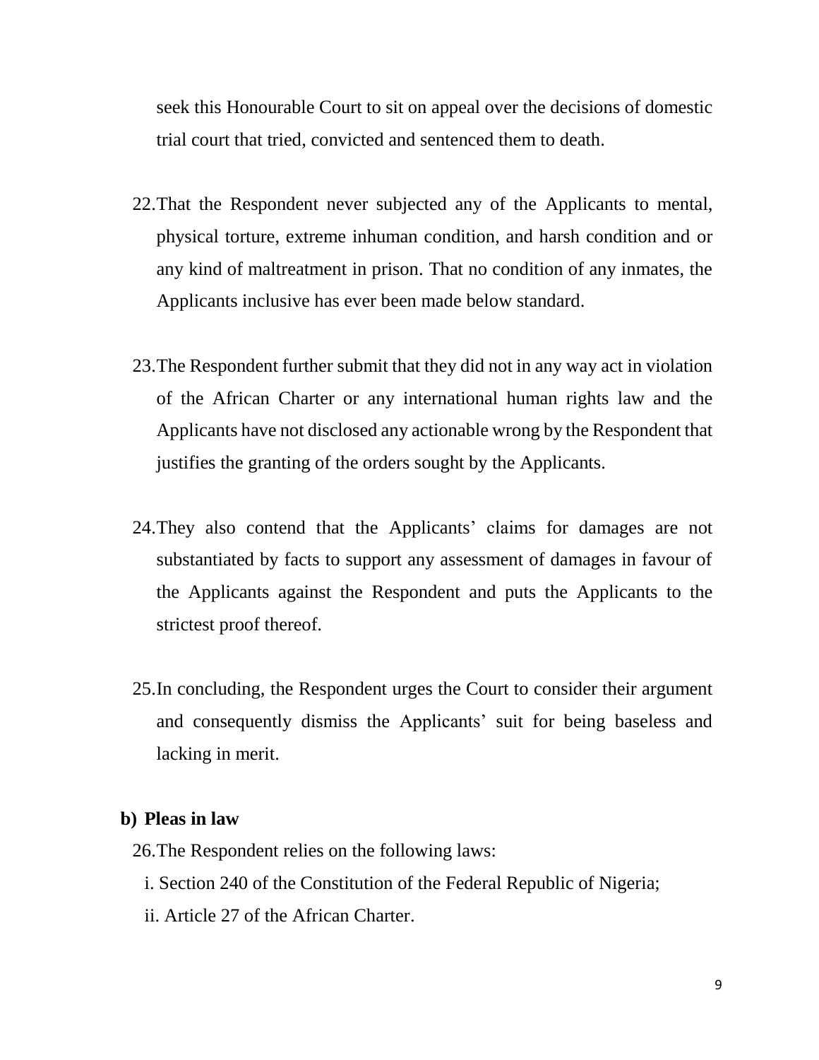seek this Honourable Court to sit on appeal over the decisions of domestic trial court that tried, convicted and sentenced them to death.

22. That the Respondent never subjected any of the Applicants to mental, physical torture, extreme inhuman condition, and harsh condition and or any kind of maltreatment in prison. That no condition of any inmates, the Applicants inclusive has ever been made below standard.

23. The Respondent further submit that they did not in any way act in violation of the African Charter or any international human rights law and the Applicants have not disclosed any actionable wrong by the Respondent that justifies the granting of the orders sought by the Applicants.

24. They also contend that the Applicants' claims for damages are not substantiated by facts to support any assessment of damages in favour of the Applicants against the Respondent and puts the Applicants to the strictest proof thereof.

25. In concluding, the Respondent urges the Court to consider their argument and consequently dismiss the Applicants' suit for being baseless and lacking in merit.

**b) Pleas in law**

26. The Respondent relies on the following laws:

i. Section 240 of the Constitution of the Federal Republic of Nigeria;

ii. Article 27 of the African Charter.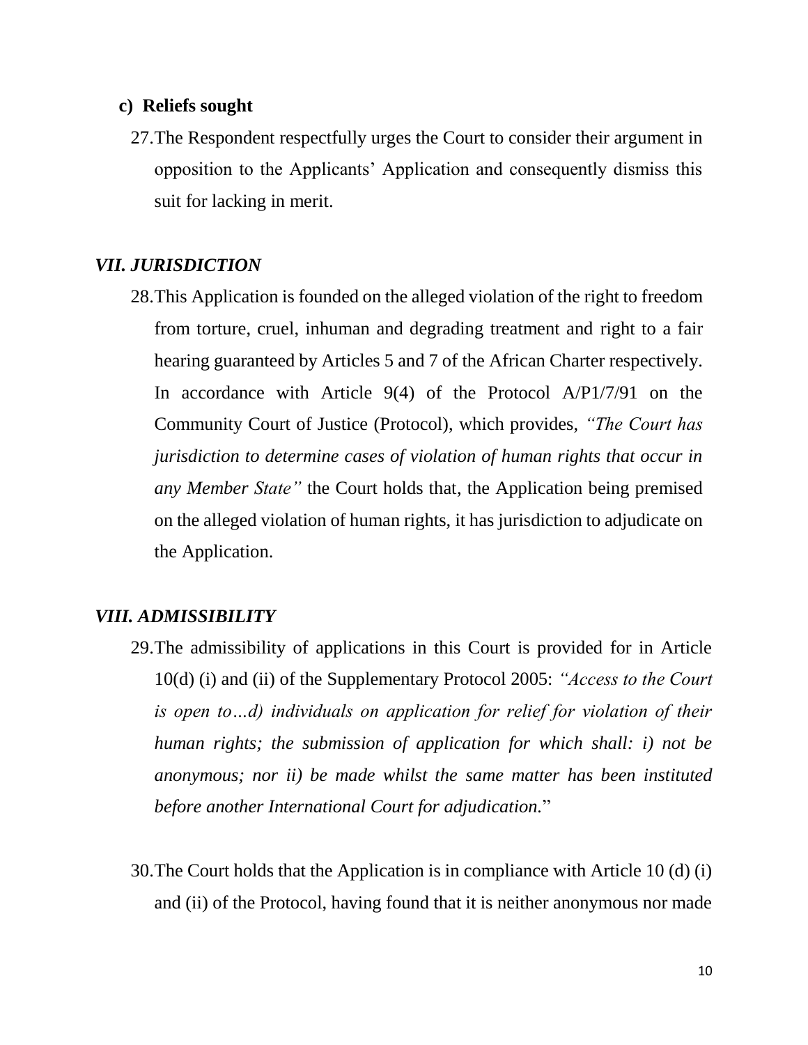**c) Reliefs sought**

27. The Respondent respectfully urges the Court to consider their argument in opposition to the Applicants' Application and consequently dismiss this suit for lacking in merit.

## *VII. JURISDICTION*

28. This Application is founded on the alleged violation of the right to freedom from torture, cruel, inhuman and degrading treatment and right to a fair hearing guaranteed by Articles 5 and 7 of the African Charter respectively. In accordance with Article 9(4) of the Protocol A/P1/7/91 on the Community Court of Justice (Protocol), which provides, *"The Court has jurisdiction to determine cases of violation of human rights that occur in any Member State"* the Court holds that, the Application being premised on the alleged violation of human rights, it has jurisdiction to adjudicate on the Application.

## *VIII. ADMISSIBILITY*

29. The admissibility of applications in this Court is provided for in Article 10(d) (i) and (ii) of the Supplementary Protocol 2005: *"Access to the Court is open to…d) individuals on application for relief for violation of their human rights; the submission of application for which shall: i) not be anonymous; nor ii) be made whilst the same matter has been instituted before another International Court for adjudication.*"

30. The Court holds that the Application is in compliance with Article 10 (d) (i) and (ii) of the Protocol, having found that it is neither anonymous nor made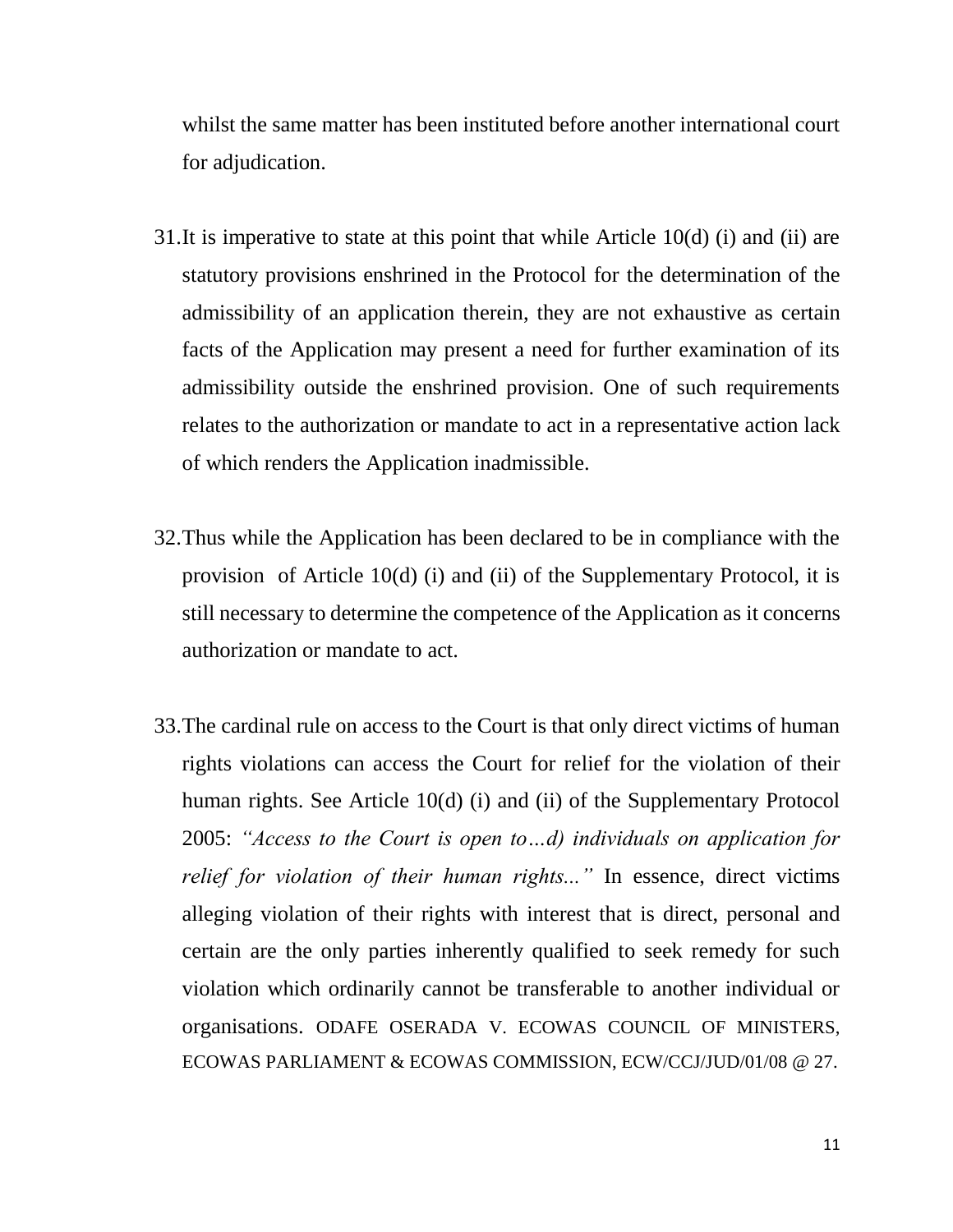whilst the same matter has been instituted before another international court for adjudication.

31. It is imperative to state at this point that while Article 10(d) (i) and (ii) are statutory provisions enshrined in the Protocol for the determination of the admissibility of an application therein, they are not exhaustive as certain facts of the Application may present a need for further examination of its admissibility outside the enshrined provision. One of such requirements relates to the authorization or mandate to act in a representative action lack of which renders the Application inadmissible.

32. Thus while the Application has been declared to be in compliance with the provision of Article 10(d) (i) and (ii) of the Supplementary Protocol, it is still necessary to determine the competence of the Application as it concerns authorization or mandate to act.

33. The cardinal rule on access to the Court is that only direct victims of human rights violations can access the Court for relief for the violation of their human rights. See Article 10(d) (i) and (ii) of the Supplementary Protocol 2005: *"Access to the Court is open to…d) individuals on application for relief for violation of their human rights..."* In essence, direct victims alleging violation of their rights with interest that is direct, personal and certain are the only parties inherently qualified to seek remedy for such violation which ordinarily cannot be transferable to another individual or organisations. ODAFE OSERADA V. ECOWAS COUNCIL OF MINISTERS, ECOWAS PARLIAMENT & ECOWAS COMMISSION, ECW/CCJ/JUD/01/08 @ 27.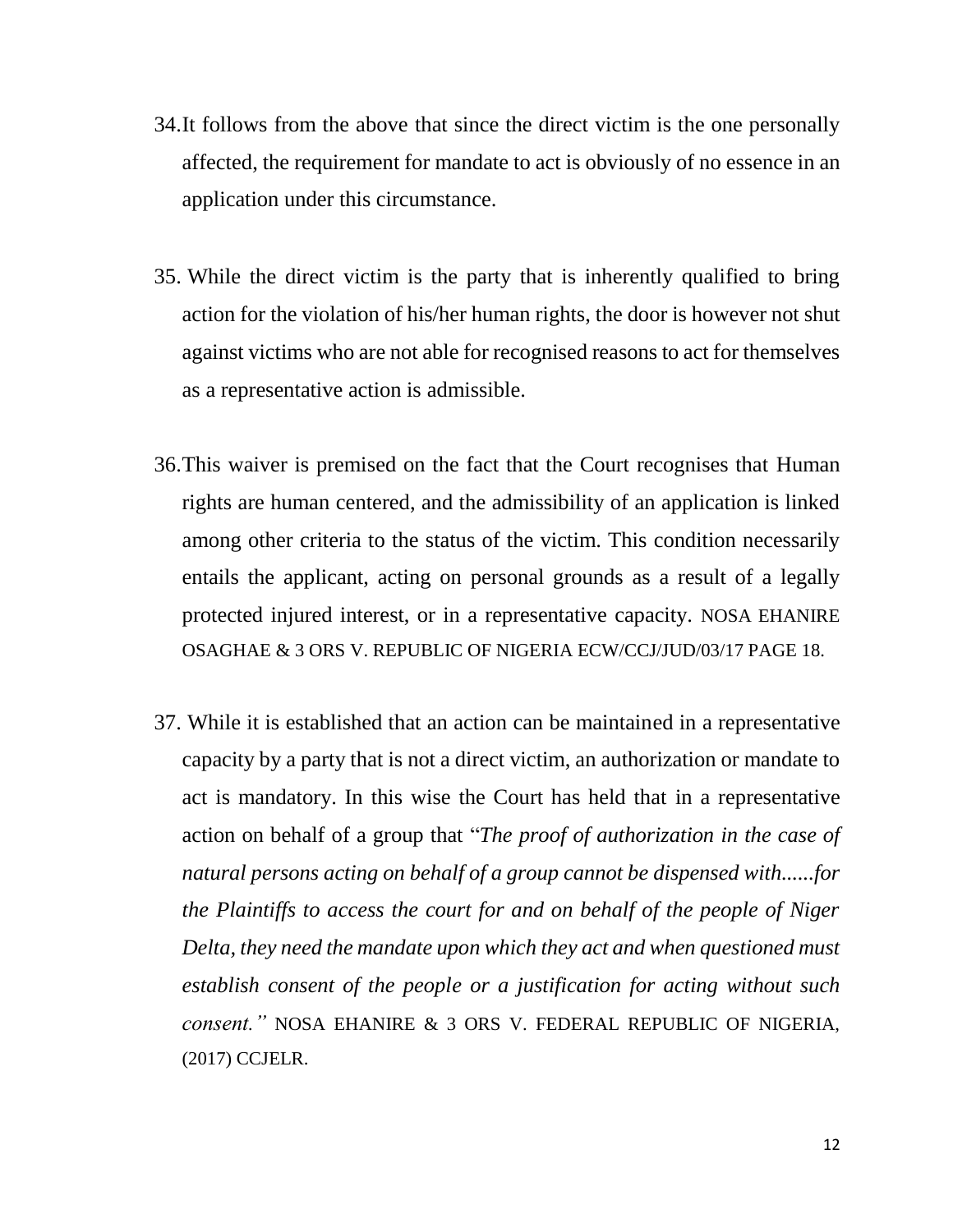34. It follows from the above that since the direct victim is the one personally affected, the requirement for mandate to act is obviously of no essence in an application under this circumstance.

35. While the direct victim is the party that is inherently qualified to bring action for the violation of his/her human rights, the door is however not shut against victims who are not able for recognised reasons to act for themselves as a representative action is admissible.

36. This waiver is premised on the fact that the Court recognises that Human rights are human centered, and the admissibility of an application is linked among other criteria to the status of the victim. This condition necessarily entails the applicant, acting on personal grounds as a result of a legally protected injured interest, or in a representative capacity. NOSA EHANIRE OSAGHAE & 3 ORS V. REPUBLIC OF NIGERIA ECW/CCJ/JUD/03/17 PAGE 18.

37. While it is established that an action can be maintained in a representative capacity by a party that is not a direct victim, an authorization or mandate to act is mandatory. In this wise the Court has held that in a representative action on behalf of a group that "*The proof of authorization in the case of natural persons acting on behalf of a group cannot be dispensed with......for the Plaintiffs to access the court for and on behalf of the people of Niger Delta, they need the mandate upon which they act and when questioned must establish consent of the people or a justification for acting without such consent.*" NOSA EHANIRE & 3 ORS V. FEDERAL REPUBLIC OF NIGERIA, (2017) CCJELR.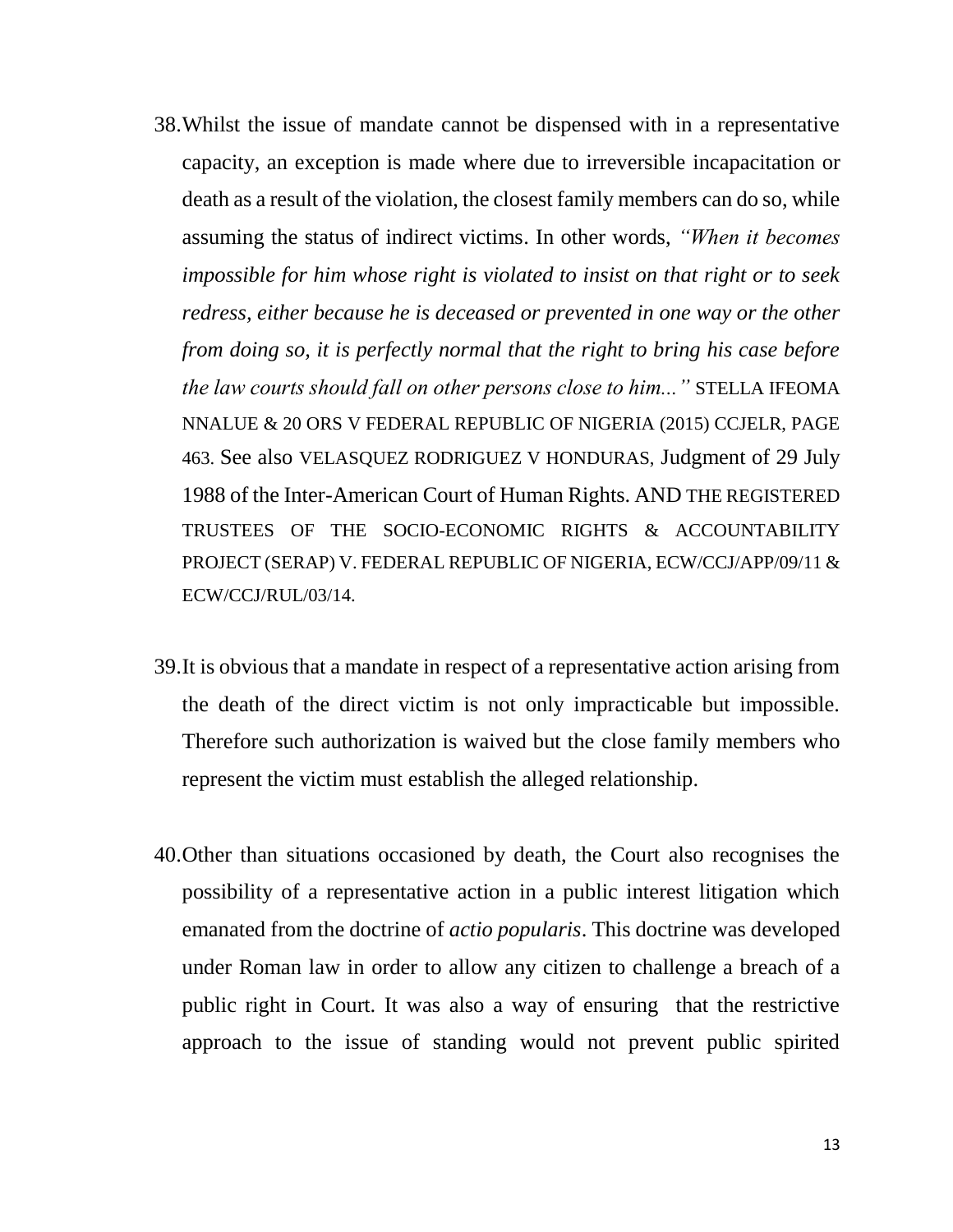38. Whilst the issue of mandate cannot be dispensed with in a representative capacity, an exception is made where due to irreversible incapacitation or death as a result of the violation, the closest family members can do so, while assuming the status of indirect victims. In other words, *"When it becomes impossible for him whose right is violated to insist on that right or to seek redress, either because he is deceased or prevented in one way or the other from doing so, it is perfectly normal that the right to bring his case before the law courts should fall on other persons close to him..."* STELLA IFEOMA NNALUE & 20 ORS V FEDERAL REPUBLIC OF NIGERIA (2015) CCJELR, PAGE 463. See also VELASQUEZ RODRIGUEZ V HONDURAS, Judgment of 29 July 1988 of the Inter-American Court of Human Rights. AND THE REGISTERED TRUSTEES OF THE SOCIO-ECONOMIC RIGHTS & ACCOUNTABILITY PROJECT (SERAP) V. FEDERAL REPUBLIC OF NIGERIA, ECW/CCJ/APP/09/11 & ECW/CCJ/RUL/03/14.

39. It is obvious that a mandate in respect of a representative action arising from the death of the direct victim is not only impracticable but impossible. Therefore such authorization is waived but the close family members who represent the victim must establish the alleged relationship.

40. Other than situations occasioned by death, the Court also recognises the possibility of a representative action in a public interest litigation which emanated from the doctrine of *actio popularis*. This doctrine was developed under Roman law in order to allow any citizen to challenge a breach of a public right in Court. It was also a way of ensuring that the restrictive approach to the issue of standing would not prevent public spirited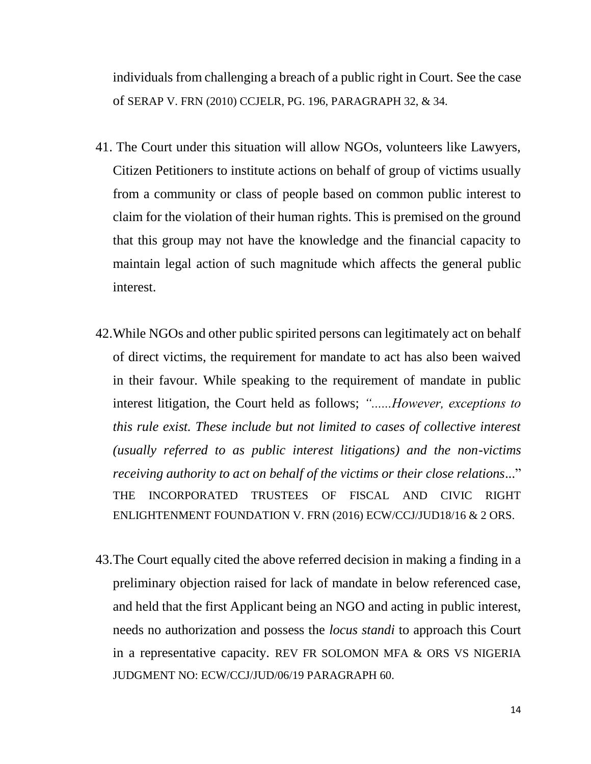individuals from challenging a breach of a public right in Court. See the case of SERAP V. FRN (2010) CCJELR, PG. 196, PARAGRAPH 32, & 34.

41. The Court under this situation will allow NGOs, volunteers like Lawyers, Citizen Petitioners to institute actions on behalf of group of victims usually from a community or class of people based on common public interest to claim for the violation of their human rights. This is premised on the ground that this group may not have the knowledge and the financial capacity to maintain legal action of such magnitude which affects the general public interest.

42. While NGOs and other public spirited persons can legitimately act on behalf of direct victims, the requirement for mandate to act has also been waived in their favour. While speaking to the requirement of mandate in public interest litigation, the Court held as follows; *"......However, exceptions to this rule exist. These include but not limited to cases of collective interest (usually referred to as public interest litigations) and the non-victims receiving authority to act on behalf of the victims or their close relations...*" THE INCORPORATED TRUSTEES OF FISCAL AND CIVIC RIGHT ENLIGHTENMENT FOUNDATION V. FRN (2016) ECW/CCJ/JUD18/16 & 2 ORS.

43. The Court equally cited the above referred decision in making a finding in a preliminary objection raised for lack of mandate in below referenced case, and held that the first Applicant being an NGO and acting in public interest, needs no authorization and possess the *locus standi* to approach this Court in a representative capacity. REV FR SOLOMON MFA & ORS VS NIGERIA JUDGMENT NO: ECW/CCJ/JUD/06/19 PARAGRAPH 60.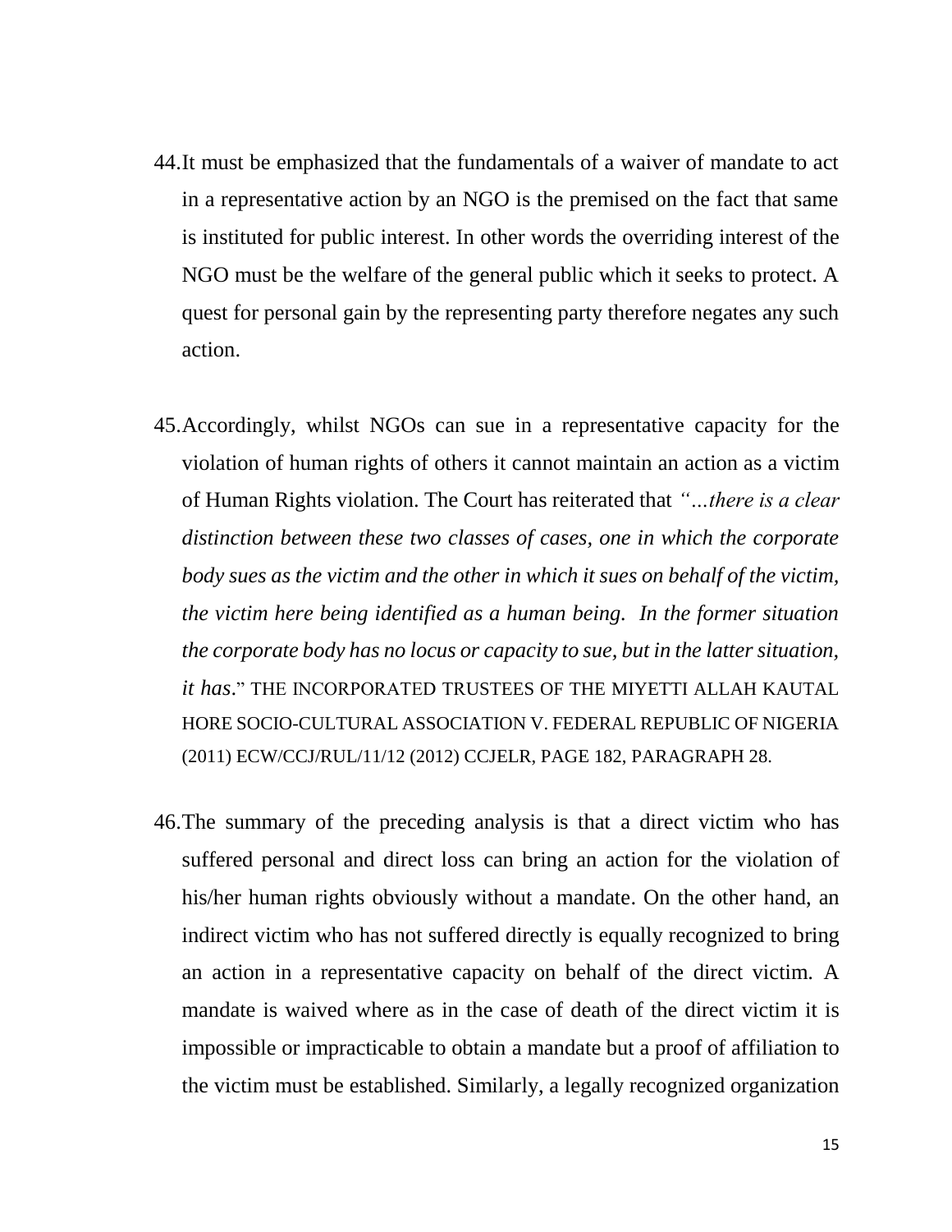44. It must be emphasized that the fundamentals of a waiver of mandate to act in a representative action by an NGO is the premised on the fact that same is instituted for public interest. In other words the overriding interest of the NGO must be the welfare of the general public which it seeks to protect. A quest for personal gain by the representing party therefore negates any such action.

45. Accordingly, whilst NGOs can sue in a representative capacity for the violation of human rights of others it cannot maintain an action as a victim of Human Rights violation. The Court has reiterated that *"…there is a clear distinction between these two classes of cases, one in which the corporate body sues as the victim and the other in which it sues on behalf of the victim, the victim here being identified as a human being. In the former situation the corporate body has no locus or capacity to sue, but in the latter situation, it has*." THE INCORPORATED TRUSTEES OF THE MIYETTI ALLAH KAUTAL HORE SOCIO-CULTURAL ASSOCIATION V. FEDERAL REPUBLIC OF NIGERIA (2011) ECW/CCJ/RUL/11/12 (2012) CCJELR, PAGE 182, PARAGRAPH 28.

46. The summary of the preceding analysis is that a direct victim who has suffered personal and direct loss can bring an action for the violation of his/her human rights obviously without a mandate. On the other hand, an indirect victim who has not suffered directly is equally recognized to bring an action in a representative capacity on behalf of the direct victim. A mandate is waived where as in the case of death of the direct victim it is impossible or impracticable to obtain a mandate but a proof of affiliation to the victim must be established. Similarly, a legally recognized organization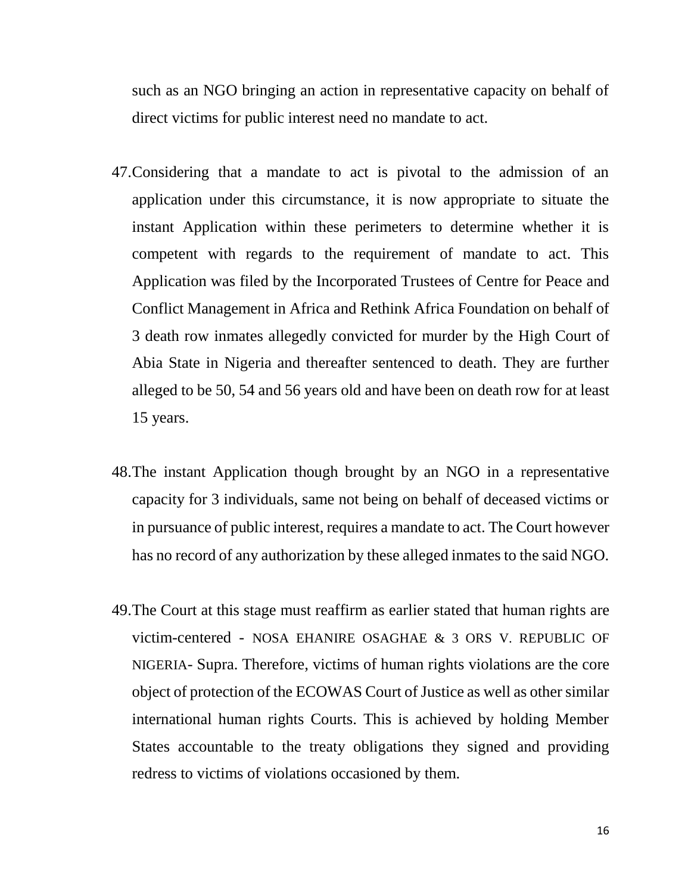such as an NGO bringing an action in representative capacity on behalf of direct victims for public interest need no mandate to act.

47. Considering that a mandate to act is pivotal to the admission of an application under this circumstance, it is now appropriate to situate the instant Application within these perimeters to determine whether it is competent with regards to the requirement of mandate to act. This Application was filed by the Incorporated Trustees of Centre for Peace and Conflict Management in Africa and Rethink Africa Foundation on behalf of 3 death row inmates allegedly convicted for murder by the High Court of Abia State in Nigeria and thereafter sentenced to death. They are further alleged to be 50, 54 and 56 years old and have been on death row for at least 15 years.

48. The instant Application though brought by an NGO in a representative capacity for 3 individuals, same not being on behalf of deceased victims or in pursuance of public interest, requires a mandate to act. The Court however has no record of any authorization by these alleged inmates to the said NGO.

49. The Court at this stage must reaffirm as earlier stated that human rights are victim-centered - NOSA EHANIRE OSAGHAE & 3 ORS V. REPUBLIC OF NIGERIA- Supra. Therefore, victims of human rights violations are the core object of protection of the ECOWAS Court of Justice as well as other similar international human rights Courts. This is achieved by holding Member States accountable to the treaty obligations they signed and providing redress to victims of violations occasioned by them.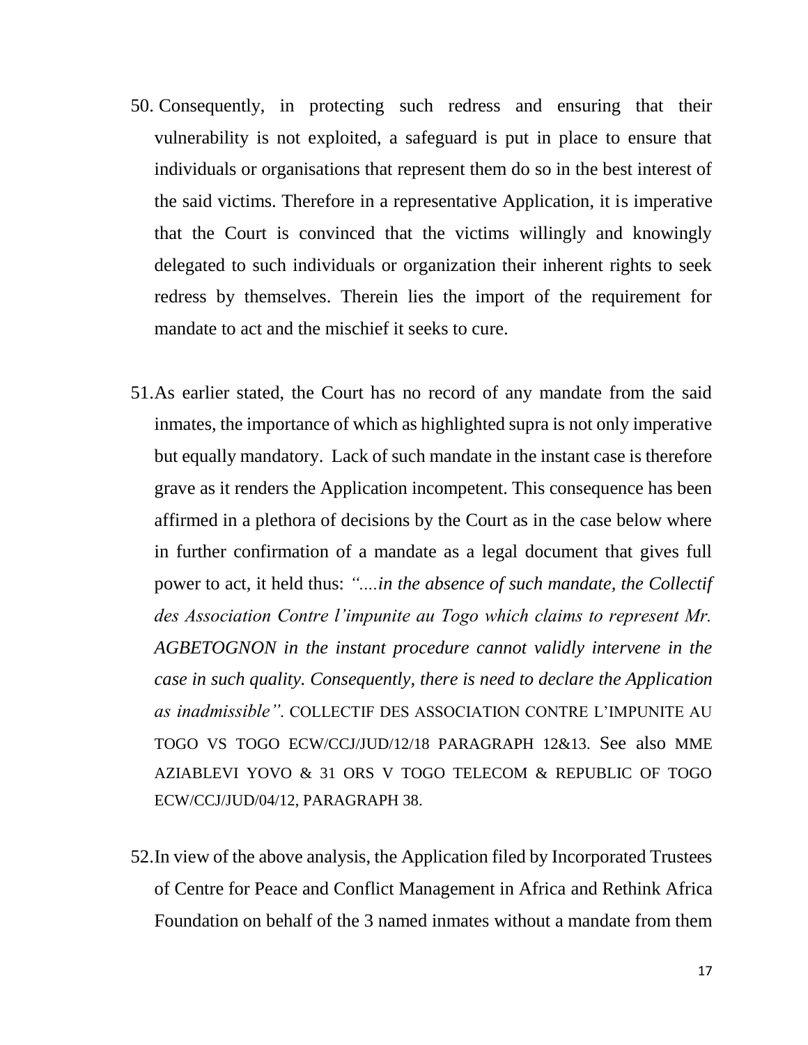50. Consequently, in protecting such redress and ensuring that their vulnerability is not exploited, a safeguard is put in place to ensure that individuals or organisations that represent them do so in the best interest of the said victims. Therefore in a representative Application, it is imperative that the Court is convinced that the victims willingly and knowingly delegated to such individuals or organization their inherent rights to seek redress by themselves. Therein lies the import of the requirement for mandate to act and the mischief it seeks to cure.

51. As earlier stated, the Court has no record of any mandate from the said inmates, the importance of which as highlighted supra is not only imperative but equally mandatory. Lack of such mandate in the instant case is therefore grave as it renders the Application incompetent. This consequence has been affirmed in a plethora of decisions by the Court as in the case below where in further confirmation of a mandate as a legal document that gives full power to act, it held thus: *"....in the absence of such mandate, the Collectif des Association Contre l'impunite au Togo which claims to represent Mr. AGBETOGNON in the instant procedure cannot validly intervene in the case in such quality. Consequently, there is need to declare the Application as inadmissible".* COLLECTIF DES ASSOCIATION CONTRE L'IMPUNITE AU TOGO VS TOGO ECW/CCJ/JUD/12/18 PARAGRAPH 12&13. See also MME AZIABLEVI YOVO & 31 ORS V TOGO TELECOM & REPUBLIC OF TOGO ECW/CCJ/JUD/04/12, PARAGRAPH 38.

52. In view of the above analysis, the Application filed by Incorporated Trustees of Centre for Peace and Conflict Management in Africa and Rethink Africa Foundation on behalf of the 3 named inmates without a mandate from them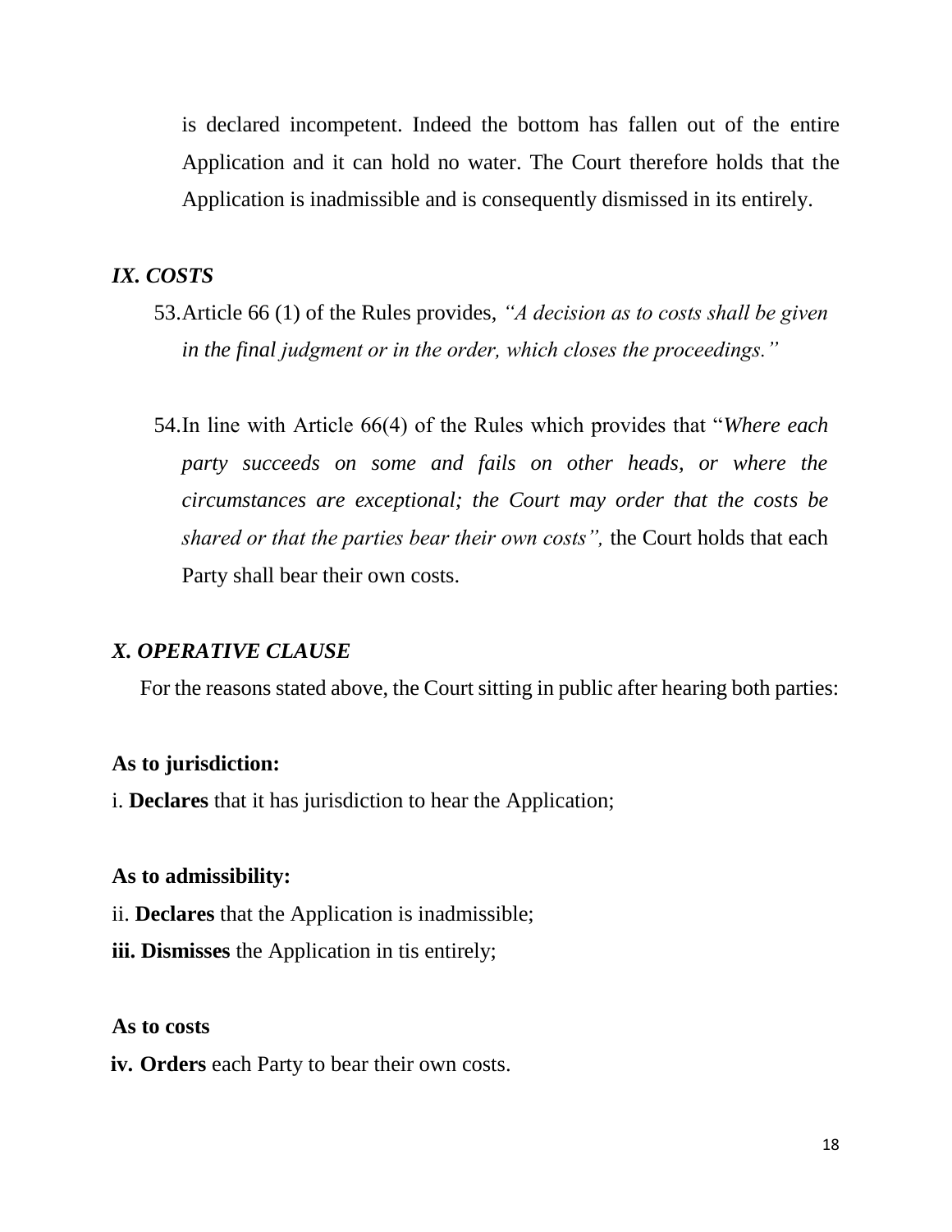is declared incompetent. Indeed the bottom has fallen out of the entire Application and it can hold no water. The Court therefore holds that the Application is inadmissible and is consequently dismissed in its entirely.

## *IX. COSTS*

53. Article 66 (1) of the Rules provides, *"A decision as to costs shall be given in the final judgment or in the order, which closes the proceedings."*

54. In line with Article 66(4) of the Rules which provides that "*Where each party succeeds on some and fails on other heads, or where the circumstances are exceptional; the Court may order that the costs be shared or that the parties bear their own costs",* the Court holds that each Party shall bear their own costs.

## *X. OPERATIVE CLAUSE*

For the reasons stated above, the Court sitting in public after hearing both parties:

**As to jurisdiction:**

i. **Declares** that it has jurisdiction to hear the Application;

**As to admissibility:**

ii. **Declares** that the Application is inadmissible;

**iii. Dismisses** the Application in tis entirely;

**As to costs**

**iv. Orders** each Party to bear their own costs.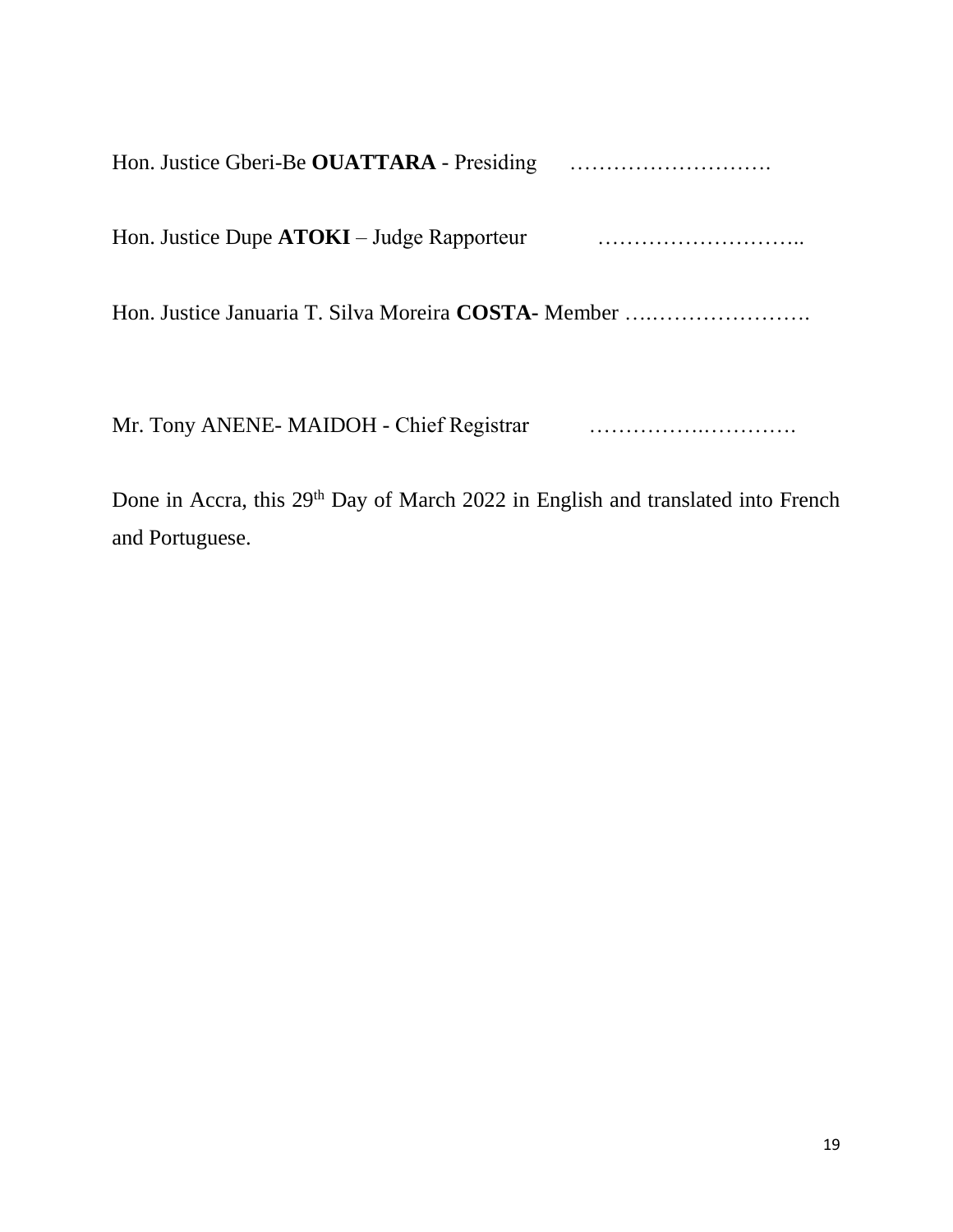Hon. Justice Gberi-Be **OUATTARA** - Presiding ……………………….

Hon. Justice Dupe **ATOKI** – Judge Rapporteur ………………………..

Hon. Justice Januaria T. Silva Moreira **COSTA-** Member ….………………….

Mr. Tony ANENE- MAIDOH - Chief Registrar ………….………….

Done in Accra, this 29th Day of March 2022 in English and translated into French and Portuguese.